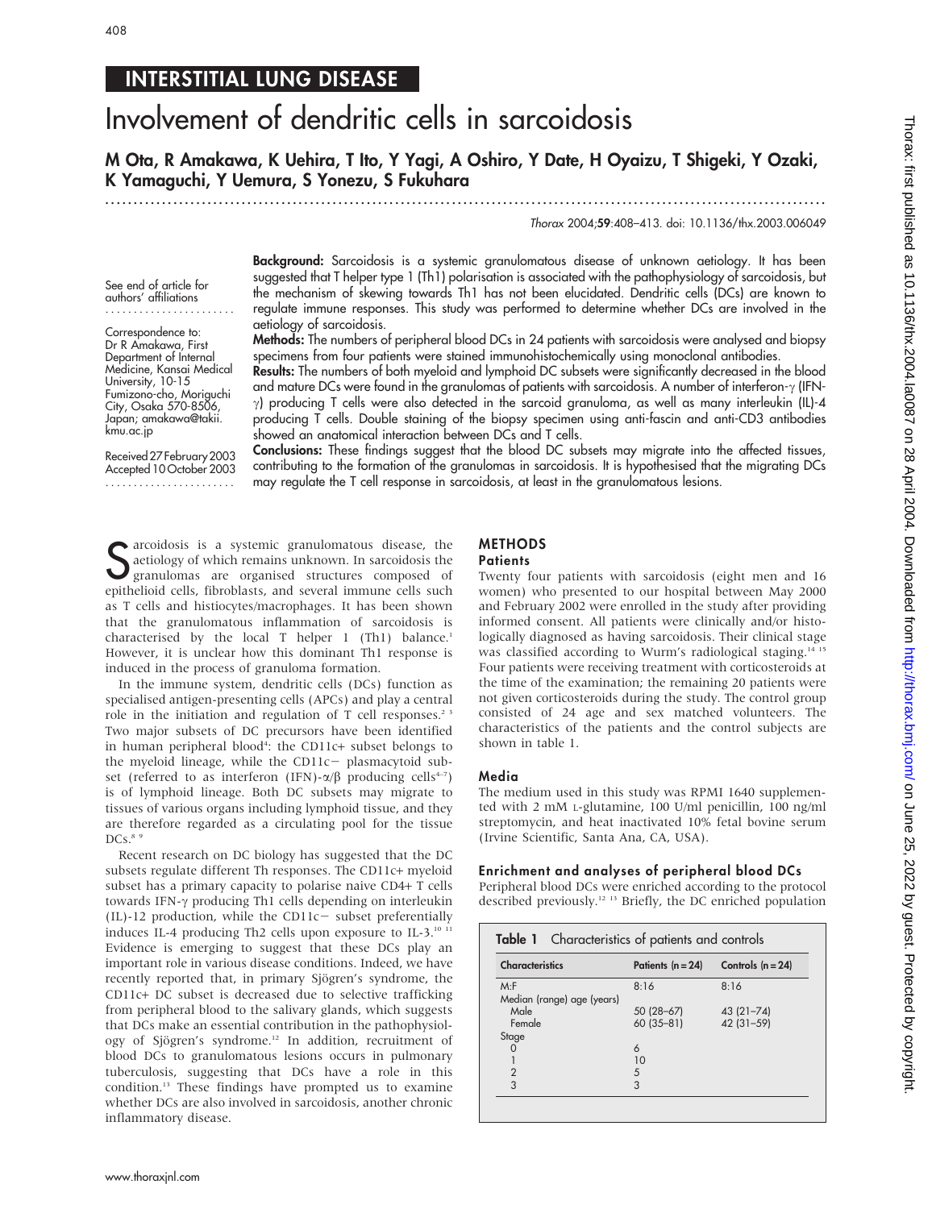INTERSTITIAL LUNG DISEASE

# Involvement of dendritic cells in sarcoidosis

**M Ota, R Amakawa, K Uehira, T Ito, Y Yagi, A Oshiro, Y Date, H Oyaizu, T Shigeki, Y Ozaki, K Yamaguchi, Y Uemura, S Yonezu, S Fukuhara**

*Thorax* 2004;**59**:408–413. doi: 10.1136/thx.2003.006049

See end of article for authors' affiliations

Correspondence to: Dr R Amakawa, First Department of Internal Medicine, Kansai Medical University, 10-15 Fumizono-cho, Moriguchi City, Osaka 570-8506, Japan; amakawa@takii.kmu.ac.jp

Received 27 February 2003
Accepted 10 October 2003

**Background:** Sarcoidosis is a systemic granulomatous disease of unknown aetiology. It has been suggested that T helper type 1 (Th1) polarisation is associated with the pathophysiology of sarcoidosis, but the mechanism of skewing towards Th1 has not been elucidated. Dendritic cells (DCs) are known to regulate immune responses. This study was performed to determine whether DCs are involved in the aetiology of sarcoidosis.

**Methods:** The numbers of peripheral blood DCs in 24 patients with sarcoidosis were analysed and biopsy specimens from four patients were stained immunohistochemically using monoclonal antibodies.

**Results:** The numbers of both myeloid and lymphoid DC subsets were significantly decreased in the blood and mature DCs were found in the granulomas of patients with sarcoidosis. A number of interferon-γ (IFN-γ) producing T cells were also detected in the sarcoid granuloma, as well as many interleukin (IL)-4 producing T cells. Double staining of the biopsy specimen using anti-fascin and anti-CD3 antibodies showed an anatomical interaction between DCs and T cells.

**Conclusions:** These findings suggest that the blood DC subsets may migrate into the affected tissues, contributing to the formation of the granulomas in sarcoidosis. It is hypothesised that the migrating DCs may regulate the T cell response in sarcoidosis, at least in the granulomatous lesions.

Sarcoidosis is a systemic granulomatous disease, the aetiology of which remains unknown. In sarcoidosis the granulomas are organised structures composed of epithelioid cells, fibroblasts, and several immune cells such as T cells and histiocytes/macrophages. It has been shown that the granulomatous inflammation of sarcoidosis is characterised by the local T helper 1 (Th1) balance.[1] However, it is unclear how this dominant Th1 response is induced in the process of granuloma formation.

In the immune system, dendritic cells (DCs) function as specialised antigen-presenting cells (APCs) and play a central role in the initiation and regulation of T cell responses.[2,3] Two major subsets of DC precursors have been identified in human peripheral blood[4]: the CD11c+ subset belongs to the myeloid lineage, while the CD11c− plasmacytoid subset (referred to as interferon (IFN)-α/β producing cells[4–7]) is of lymphoid lineage. Both DC subsets may migrate to tissues of various organs including lymphoid tissue, and they are therefore regarded as a circulating pool for the tissue DCs.[8,9]

Recent research on DC biology has suggested that the DC subsets regulate different Th responses. The CD11c+ myeloid subset has a primary capacity to polarise naive CD4+ T cells towards IFN-γ producing Th1 cells depending on interleukin (IL)-12 production, while the CD11c− subset preferentially induces IL-4 producing Th2 cells upon exposure to IL-3.[10,11] Evidence is emerging to suggest that these DCs play an important role in various disease conditions. Indeed, we have recently reported that, in primary Sjögren's syndrome, the CD11c+ DC subset is decreased due to selective trafficking from peripheral blood to the salivary glands, which suggests that DCs make an essential contribution in the pathophysiology of Sjögren's syndrome.[12] In addition, recruitment of blood DCs to granulomatous lesions occurs in pulmonary tuberculosis, suggesting that DCs have a role in this condition.[13] These findings have prompted us to examine whether DCs are also involved in sarcoidosis, another chronic inflammatory disease.

## METHODS

### Patients

Twenty four patients with sarcoidosis (eight men and 16 women) who presented to our hospital between May 2000 and February 2002 were enrolled in the study after providing informed consent. All patients were clinically and/or histologically diagnosed as having sarcoidosis. Their clinical stage was classified according to Wurm's radiological staging.[14,15] Four patients were receiving treatment with corticosteroids at the time of the examination; the remaining 20 patients were not given corticosteroids during the study. The control group consisted of 24 age and sex matched volunteers. The characteristics of the patients and the control subjects are shown in table 1.

**Table 1** Characteristics of patients and controls

| Characteristics | Patients (n = 24) | Controls (n = 24) |
|---|---|---|
| M:F | 8:16 | 8:16 |
| Median (range) age (years) | | |
| Male | 50 (28–67) | 43 (21–74) |
| Female | 60 (35–81) | 42 (31–59) |
| Stage | | |
| 0 | 6 | |
| 1 | 10 | |
| 2 | 5 | |
| 3 | 3 | |

### Media

The medium used in this study was RPMI 1640 supplemented with 2 mM L-glutamine, 100 U/ml penicillin, 100 ng/ml streptomycin, and heat inactivated 10% fetal bovine serum (Irvine Scientific, Santa Ana, CA, USA).

### Enrichment and analyses of peripheral blood DCs

Peripheral blood DCs were enriched according to the protocol described previously.[12,13] Briefly, the DC enriched population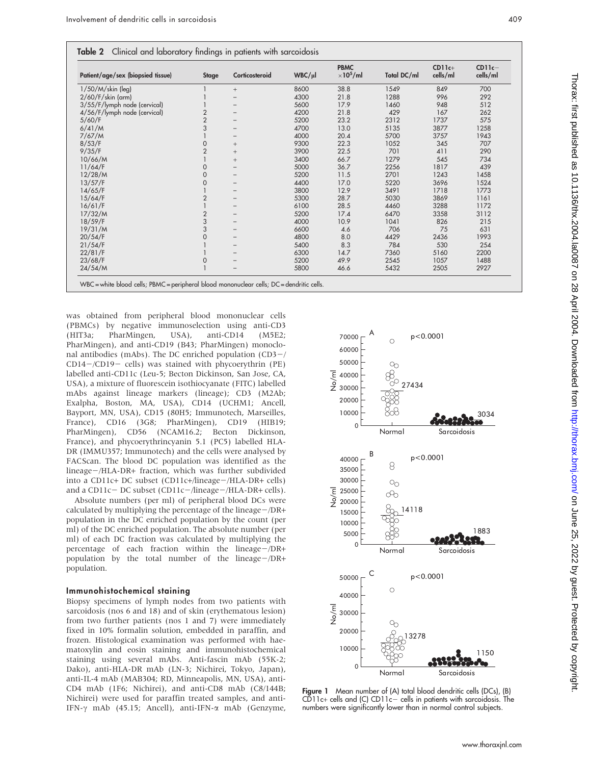**Table 2** Clinical and laboratory findings in patients with sarcoidosis

| Patient/age/sex (biopsied tissue) | Stage | Corticosteroid | WBC/µl | PBMC $\times 10^5$/ml | Total DC/ml | CD11c+ cells/ml | CD11c− cells/ml |
|---|---|---|---|---|---|---|---|
| 1/50/M/skin (leg) | 1 | + | 8600 | 38.8 | 1549 | 849 | 700 |
| 2/60/F/skin (arm) | 1 | − | 4300 | 21.8 | 1288 | 996 | 292 |
| 3/55/F/lymph node (cervical) | 1 | − | 5600 | 17.9 | 1460 | 948 | 512 |
| 4/56/F/lymph node (cervical) | 2 | − | 4200 | 21.8 | 429 | 167 | 262 |
| 5/60/F | 2 | − | 5200 | 23.2 | 2312 | 1737 | 575 |
| 6/41/M | 3 | − | 4700 | 13.0 | 5135 | 3877 | 1258 |
| 7/67/M | 1 | − | 4000 | 20.4 | 5700 | 3757 | 1943 |
| 8/53/F | 0 | + | 9300 | 22.3 | 1052 | 345 | 707 |
| 9/35/F | 2 | + | 3900 | 22.5 | 701 | 411 | 290 |
| 10/66/M | 1 | + | 3400 | 66.7 | 1279 | 545 | 734 |
| 11/64/F | 0 | − | 5000 | 36.7 | 2256 | 1817 | 439 |
| 12/28/M | 0 | − | 5200 | 11.5 | 2701 | 1243 | 1458 |
| 13/57/F | 0 | − | 4400 | 17.0 | 5220 | 3696 | 1524 |
| 14/65/F | 1 | − | 3800 | 12.9 | 3491 | 1718 | 1773 |
| 15/64/F | 2 | − | 5300 | 28.7 | 5030 | 3869 | 1161 |
| 16/61/F | 1 | − | 6100 | 28.5 | 4460 | 3288 | 1172 |
| 17/32/M | 2 | − | 5200 | 17.4 | 6470 | 3358 | 3112 |
| 18/59/F | 3 | − | 4000 | 10.9 | 1041 | 826 | 215 |
| 19/31/M | 3 | − | 6600 | 4.6 | 706 | 75 | 631 |
| 20/54/F | 0 | − | 4800 | 8.0 | 4429 | 2436 | 1993 |
| 21/54/F | 1 | − | 5400 | 8.3 | 784 | 530 | 254 |
| 22/81/F | 1 | − | 6300 | 14.7 | 7360 | 5160 | 2200 |
| 23/68/F | 0 | − | 5200 | 49.9 | 2545 | 1057 | 1488 |
| 24/54/M | 1 | − | 5800 | 46.6 | 5432 | 2505 | 2927 |

WBC = white blood cells; PBMC = peripheral blood mononuclear cells; DC = dendritic cells.

was obtained from peripheral blood mononuclear cells (PBMCs) by negative immunoselection using anti-CD3 (HIT3a; PharMingen, USA), anti-CD14 (M5E2; PharMingen), and anti-CD19 (B43; PharMingen) monoclonal antibodies (mAbs). The DC enriched population (CD3−/CD14−/CD19− cells) was stained with phycoerythrin (PE) labelled anti-CD11c (Leu-5; Becton Dickinson, San Jose, CA, USA), a mixture of fluorescein isothiocyanate (FITC) labelled mAbs against lineage markers (lineage); CD3 (M2Ab; Exalpha, Boston, MA, USA), CD14 (UCHM1; Ancell, Bayport, MN, USA), CD15 (80H5; Immunotech, Marseilles, France), CD16 (3G8; PharMingen), CD19 (HIB19; PharMingen), CD56 (NCAM16.2; Becton Dickinson, France), and phycoerythrincyanin 5.1 (PC5) labelled HLA-DR (IMMU357; Immunotech) and the cells were analysed by FACScan. The blood DC population was identified as the lineage−/HLA-DR+ fraction, which was further subdivided into a CD11c+ DC subset (CD11c+/lineage−/HLA-DR+ cells) and a CD11c− DC subset (CD11c−/lineage−/HLA-DR+ cells).

Absolute numbers (per ml) of peripheral blood DCs were calculated by multiplying the percentage of the lineage−/DR+ population in the DC enriched population by the count (per ml) of the DC enriched population. The absolute number (per ml) of each DC fraction was calculated by multiplying the percentage of each fraction within the lineage−/DR+ population by the total number of the lineage−/DR+ population.

### Immunohistochemical staining

Biopsy specimens of lymph nodes from two patients with sarcoidosis (nos 6 and 18) and of skin (erythematous lesion) from two further patients (nos 1 and 7) were immediately fixed in 10% formalin solution, embedded in paraffin, and frozen. Histological examination was performed with haematoxylin and eosin staining and immunohistochemical staining using several mAbs. Anti-fascin mAb (55K-2; Dako), anti-HLA-DR mAb (LN-3; Nichirei, Tokyo, Japan), anti-IL-4 mAb (MAB304; RD, Minneapolis, MN, USA), anti-CD4 mAb (1F6; Nichirei), and anti-CD8 mAb (C8/144B; Nichirei) were used for paraffin treated samples, and anti-IFN-γ mAb (45.15; Ancell), anti-IFN-α mAb (Genzyme,

**Figure 1** Mean number of (A) total blood dendritic cells (DCs), (B) CD11c+ cells and (C) CD11c− cells in patients with sarcoidosis. The numbers were significantly lower than in normal control subjects.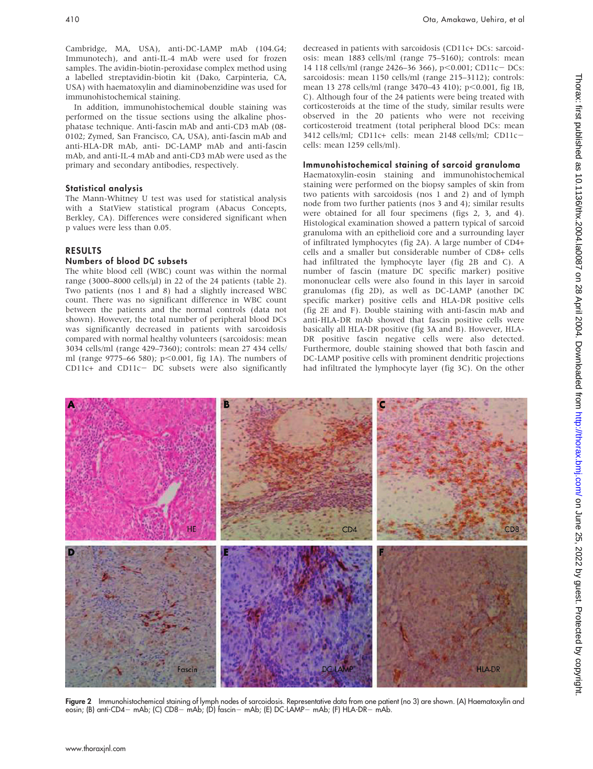Cambridge, MA, USA), anti-DC-LAMP mAb (104.G4; Immunotech), and anti-IL-4 mAb were used for frozen samples. The avidin-biotin-peroxidase complex method using a labelled streptavidin-biotin kit (Dako, Carpinteria, CA, USA) with haematoxylin and diaminobenzidine was used for immunohistochemical staining.

In addition, immunohistochemical double staining was performed on the tissue sections using the alkaline phosphatase technique. Anti-fascin mAb and anti-CD3 mAb (08-0102; Zymed, San Francisco, CA, USA), anti-fascin mAb and anti-HLA-DR mAb, anti- DC-LAMP mAb and anti-fascin mAb, and anti-IL-4 mAb and anti-CD3 mAb were used as the primary and secondary antibodies, respectively.

### Statistical analysis

The Mann-Whitney U test was used for statistical analysis with a StatView statistical program (Abacus Concepts, Berkley, CA). Differences were considered significant when p values were less than 0.05.

## RESULTS

### Numbers of blood DC subsets

The white blood cell (WBC) count was within the normal range (3000–8000 cells/μl) in 22 of the 24 patients (table 2). Two patients (nos 1 and 8) had a slightly increased WBC count. There was no significant difference in WBC count between the patients and the normal controls (data not shown). However, the total number of peripheral blood DCs was significantly decreased in patients with sarcoidosis compared with normal healthy volunteers (sarcoidosis: mean 3034 cells/ml (range 429–7360); controls: mean 27 434 cells/ml (range 9775–66 580); $p<0.001$, fig 1A). The numbers of CD11c+ and CD11c− DC subsets were also significantly decreased in patients with sarcoidosis (CD11c+ DCs: sarcoidosis: mean 1883 cells/ml (range 75–5160); controls: mean 14 118 cells/ml (range 2426–36 366), $p<0.001$; CD11c− DCs: sarcoidosis: mean 1150 cells/ml (range 215–3112); controls: mean 13 278 cells/ml (range 3470–43 410); $p<0.001$, fig 1B, C). Although four of the 24 patients were being treated with corticosteroids at the time of the study, similar results were observed in the 20 patients who were not receiving corticosteroid treatment (total peripheral blood DCs: mean 3412 cells/ml; CD11c+ cells: mean 2148 cells/ml; CD11c− cells: mean 1259 cells/ml).

### Immunohistochemical staining of sarcoid granuloma

Haematoxylin-eosin staining and immunohistochemical staining were performed on the biopsy samples of skin from two patients with sarcoidosis (nos 1 and 2) and of lymph node from two further patients (nos 3 and 4); similar results were obtained for all four specimens (figs 2, 3, and 4). Histological examination showed a pattern typical of sarcoid granuloma with an epithelioid core and a surrounding layer of infiltrated lymphocytes (fig 2A). A large number of CD4+ cells and a smaller but considerable number of CD8+ cells had infiltrated the lymphocyte layer (fig 2B and C). A number of fascin (mature DC specific marker) positive mononuclear cells were also found in this layer in sarcoid granulomas (fig 2D), as well as DC-LAMP (another DC specific marker) positive cells and HLA-DR positive cells (fig 2E and F). Double staining with anti-fascin mAb and anti-HLA-DR mAb showed that fascin positive cells were basically all HLA-DR positive (fig 3A and B). However, HLA-DR positive fascin negative cells were also detected. Furthermore, double staining showed that both fascin and DC-LAMP positive cells with prominent dendritic projections had infiltrated the lymphocyte layer (fig 3C). On the other

**Figure 2** Immunohistochemical staining of lymph nodes of sarcoidosis. Representative data from one patient (no 3) are shown. (A) Haematoxylin and eosin; (B) anti-CD4− mAb; (C) CD8− mAb; (D) fascin− mAb; (E) DC-LAMP− mAb; (F) HLA-DR− mAb.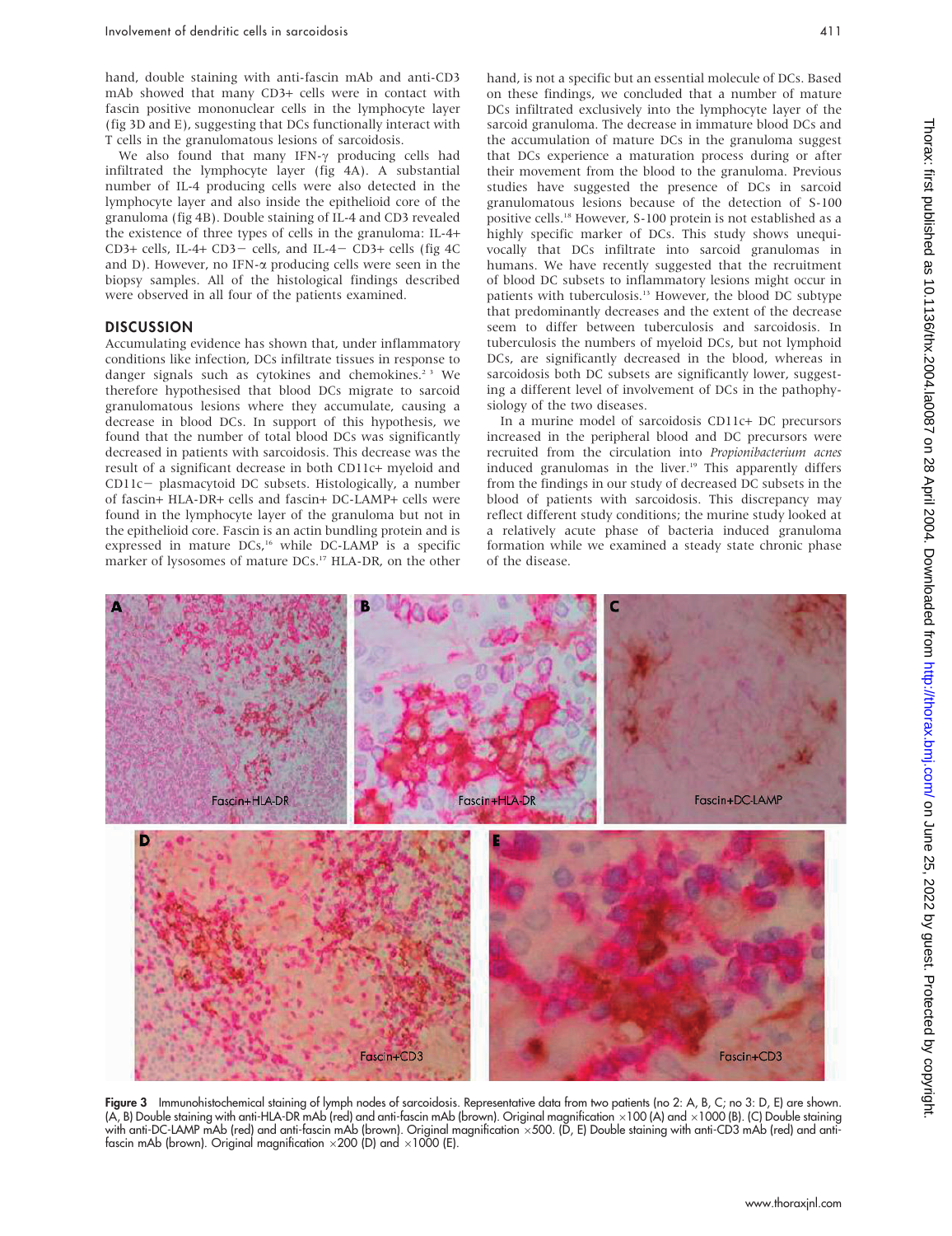hand, double staining with anti-fascin mAb and anti-CD3 mAb showed that many CD3+ cells were in contact with fascin positive mononuclear cells in the lymphocyte layer (fig 3D and E), suggesting that DCs functionally interact with T cells in the granulomatous lesions of sarcoidosis.

We also found that many IFN-γ producing cells had infiltrated the lymphocyte layer (fig 4A). A substantial number of IL-4 producing cells were also detected in the lymphocyte layer and also inside the epithelioid core of the granuloma (fig 4B). Double staining of IL-4 and CD3 revealed the existence of three types of cells in the granuloma: IL-4+ CD3+ cells, IL-4+ CD3− cells, and IL-4− CD3+ cells (fig 4C and D). However, no IFN-α producing cells were seen in the biopsy samples. All of the histological findings described were observed in all four of the patients examined.

## DISCUSSION

Accumulating evidence has shown that, under inflammatory conditions like infection, DCs infiltrate tissues in response to danger signals such as cytokines and chemokines.[2 3] We therefore hypothesised that blood DCs migrate to sarcoid granulomatous lesions where they accumulate, causing a decrease in blood DCs. In support of this hypothesis, we found that the number of total blood DCs was significantly decreased in patients with sarcoidosis. This decrease was the result of a significant decrease in both CD11c+ myeloid and CD11c− plasmacytoid DC subsets. Histologically, a number of fascin+ HLA-DR+ cells and fascin+ DC-LAMP+ cells were found in the lymphocyte layer of the granuloma but not in the epithelioid core. Fascin is an actin bundling protein and is expressed in mature DCs,[16] while DC-LAMP is a specific marker of lysosomes of mature DCs.[17] HLA-DR, on the other hand, is not a specific but an essential molecule of DCs. Based on these findings, we concluded that a number of mature DCs infiltrated exclusively into the lymphocyte layer of the sarcoid granuloma. The decrease in immature blood DCs and the accumulation of mature DCs in the granuloma suggest that DCs experience a maturation process during or after their movement from the blood to the granuloma. Previous studies have suggested the presence of DCs in sarcoid granulomatous lesions because of the detection of S-100 positive cells.[18] However, S-100 protein is not established as a highly specific marker of DCs. This study shows unequivocally that DCs infiltrate into sarcoid granulomas in humans. We have recently suggested that the recruitment of blood DC subsets to inflammatory lesions might occur in patients with tuberculosis.[13] However, the blood DC subtype that predominantly decreases and the extent of the decrease seem to differ between tuberculosis and sarcoidosis. In tuberculosis the numbers of myeloid DCs, but not lymphoid DCs, are significantly decreased in the blood, whereas in sarcoidosis both DC subsets are significantly lower, suggesting a different level of involvement of DCs in the pathophysiology of the two diseases.

In a murine model of sarcoidosis CD11c+ DC precursors increased in the peripheral blood and DC precursors were recruited from the circulation into *Propionibacterium acnes* induced granulomas in the liver.[19] This apparently differs from the findings in our study of decreased DC subsets in the blood of patients with sarcoidosis. This discrepancy may reflect different study conditions; the murine study looked at a relatively acute phase of bacteria induced granuloma formation while we examined a steady state chronic phase of the disease.

**Figure 3** Immunohistochemical staining of lymph nodes of sarcoidosis. Representative data from two patients (no 2: A, B, C; no 3: D, E) are shown. (A, B) Double staining with anti-HLA-DR mAb (red) and anti-fascin mAb (brown). Original magnification ×100 (A) and ×1000 (B). (C) Double staining with anti-DC-LAMP mAb (red) and anti-fascin mAb (brown). Original magnification ×500. (D, E) Double staining with anti-CD3 mAb (red) and anti-fascin mAb (brown). Original magnification ×200 (D) and ×1000 (E).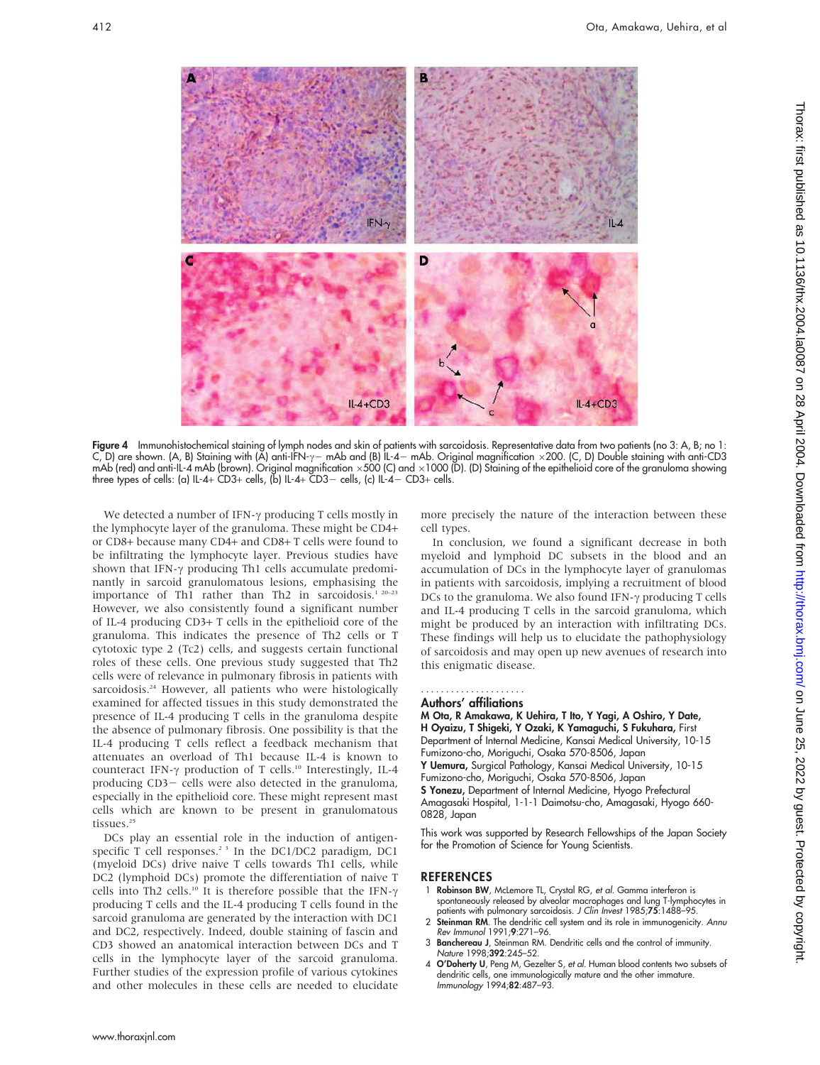Figure 4 Immunohistochemical staining of lymph nodes and skin of patients with sarcoidosis. Representative data from two patients (no 3: A, B; no 1: C, D) are shown. (A, B) Staining with (A) anti-IFN-γ− mAb and (B) IL-4− mAb. Original magnification ×200. (C, D) Double staining with anti-CD3 mAb (red) and anti-IL-4 mAb (brown). Original magnification ×500 (C) and ×1000 (D). (D) Staining of the epithelioid core of the granuloma showing three types of cells: (a) IL-4+ CD3+ cells, (b) IL-4+ CD3− cells, (c) IL-4− CD3+ cells.

We detected a number of IFN-γ producing T cells mostly in the lymphocyte layer of the granuloma. These might be CD4+ or CD8+ because many CD4+ and CD8+ T cells were found to be infiltrating the lymphocyte layer. Previous studies have shown that IFN-γ producing Th1 cells accumulate predominantly in sarcoid granulomatous lesions, emphasising the importance of Th1 rather than Th2 in sarcoidosis.[1 20–23] However, we also consistently found a significant number of IL-4 producing CD3+ T cells in the epithelioid core of the granuloma. This indicates the presence of Th2 cells or T cytotoxic type 2 (Tc2) cells, and suggests certain functional roles of these cells. One previous study suggested that Th2 cells were of relevance in pulmonary fibrosis in patients with sarcoidosis.[24] However, all patients who were histologically examined for affected tissues in this study demonstrated the presence of IL-4 producing T cells in the granuloma despite the absence of pulmonary fibrosis. One possibility is that the IL-4 producing T cells reflect a feedback mechanism that attenuates an overload of Th1 because IL-4 is known to counteract IFN-γ production of T cells.[10] Interestingly, IL-4 producing CD3− cells were also detected in the granuloma, especially in the epithelioid core. These might represent mast cells which are known to be present in granulomatous tissues.[25]

DCs play an essential role in the induction of antigen-specific T cell responses.[2 3] In the DC1/DC2 paradigm, DC1 (myeloid DCs) drive naive T cells towards Th1 cells, while DC2 (lymphoid DCs) promote the differentiation of naive T cells into Th2 cells.[10] It is therefore possible that the IFN-γ producing T cells and the IL-4 producing T cells found in the sarcoid granuloma are generated by the interaction with DC1 and DC2, respectively. Indeed, double staining of fascin and CD3 showed an anatomical interaction between DCs and T cells in the lymphocyte layer of the sarcoid granuloma. Further studies of the expression profile of various cytokines and other molecules in these cells are needed to elucidate more precisely the nature of the interaction between these cell types.

In conclusion, we found a significant decrease in both myeloid and lymphoid DC subsets in the blood and an accumulation of DCs in the lymphocyte layer of granulomas in patients with sarcoidosis, implying a recruitment of blood DCs to the granuloma. We also found IFN-γ producing T cells and IL-4 producing T cells in the sarcoid granuloma, which might be produced by an interaction with infiltrating DCs. These findings will help us to elucidate the pathophysiology of sarcoidosis and may open up new avenues of research into this enigmatic disease.

## Authors' affiliations

**M Ota, R Amakawa, K Uehira, T Ito, Y Yagi, A Oshiro, Y Date, H Oyaizu, T Shigeki, Y Ozaki, K Yamaguchi, S Fukuhara,** First Department of Internal Medicine, Kansai Medical University, 10-15 Fumizono-cho, Moriguchi, Osaka 570-8506, Japan

**Y Uemura,** Surgical Pathology, Kansai Medical University, 10-15 Fumizono-cho, Moriguchi, Osaka 570-8506, Japan

**S Yonezu,** Department of Internal Medicine, Hyogo Prefectural Amagasaki Hospital, 1-1-1 Daimotsu-cho, Amagasaki, Hyogo 660-0828, Japan

This work was supported by Research Fellowships of the Japan Society for the Promotion of Science for Young Scientists.

## REFERENCES

1 **Robinson BW**, McLemore TL, Crystal RG, *et al*. Gamma interferon is spontaneously released by alveolar macrophages and lung T-lymphocytes in patients with pulmonary sarcoidosis. *J Clin Invest* 1985;**75**:1488–95.

2 **Steinman RM**. The dendritic cell system and its role in immunogenicity. *Annu Rev Immunol* 1991;**9**:271–96.

3 **Banchereau J**, Steinman RM. Dendritic cells and the control of immunity. *Nature* 1998;**392**:245–52.

4 **O'Doherty U**, Peng M, Gezelter S, *et al*. Human blood contents two subsets of dendritic cells, one immunologically mature and the other immature. *Immunology* 1994;**82**:487–93.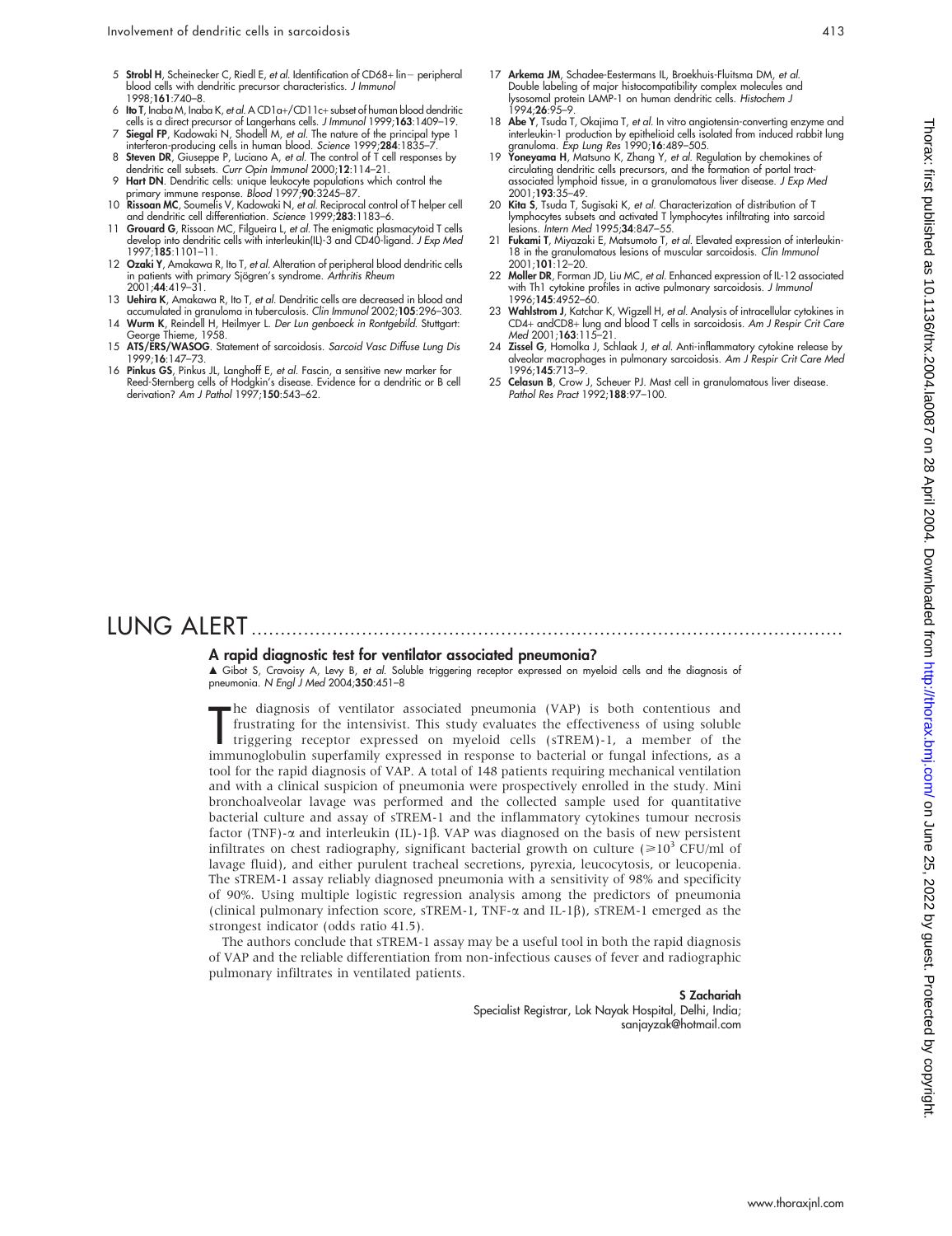5 **Strobl H**, Scheinecker C, Riedl E, *et al*. Identification of CD68+ lin− peripheral blood cells with dendritic precursor characteristics. *J Immunol* 1998;**161**:740–8.
6 **Ito T**, Inaba M, Inaba K, *et al*. A CD1a+/CD11c+ subset of human blood dendritic cells is a direct precursor of Langerhans cells. *J Immunol* 1999;**163**:1409–19.
7 **Siegal FP**, Kadowaki N, Shodell M, *et al*. The nature of the principal type 1 interferon-producing cells in human blood. *Science* 1999;**284**:1835–7.
8 **Steven DR**, Giuseppe P, Luciano A, *et al*. The control of T cell responses by dendritic cell subsets. *Curr Opin Immunol* 2000;**12**:114–21.
9 **Hart DN**. Dendritic cells: unique leukocyte populations which control the primary immune response. *Blood* 1997;**90**:3245–87.
10 **Rissoan MC**, Soumelis V, Kadowaki N, *et al*. Reciprocal control of T helper cell and dendritic cell differentiation. *Science* 1999;**283**:1183–6.
11 **Grouard G**, Rissoan MC, Filgueira L, *et al*. The enigmatic plasmacytoid T cells develop into dendritic cells with interleukin(IL)-3 and CD40-ligand. *J Exp Med* 1997;**185**:1101–11.
12 **Ozaki Y**, Amakawa R, Ito T, *et al*. Alteration of peripheral blood dendritic cells in patients with primary Sjögren's syndrome. *Arthritis Rheum* 2001;**44**:419–31.
13 **Uehira K**, Amakawa R, Ito T, *et al*. Dendritic cells are decreased in blood and accumulated in granuloma in tuberculosis. *Clin Immunol* 2002;**105**:296–303.
14 **Wurm K**, Reindell H, Heilmyer L. *Der Lun genboeck in Rontgebild*. Stuttgart: George Thieme, 1958.
15 **ATS/ERS/WASOG**. Statement of sarcoidosis. *Sarcoid Vasc Diffuse Lung Dis* 1999;**16**:147–73.
16 **Pinkus GS**, Pinkus JL, Langhoff E, *et al*. Fascin, a sensitive new marker for Reed-Sternberg cells of Hodgkin's disease. Evidence for a dendritic or B cell derivation? *Am J Pathol* 1997;**150**:543–62.
17 **Arkema JM**, Schadee-Eestermans IL, Broekhuis-Fluitsma DM, *et al*. Double labeling of major histocompatibility complex molecules and lysosomal protein LAMP-1 on human dendritic cells. *Histochem J* 1994;**26**:95–9.
18 **Abe Y**, Tsuda T, Okajima T, *et al*. In vitro angiotensin-converting enzyme and interleukin-1 production by epithelioid cells isolated from induced rabbit lung granuloma. *Exp Lung Res* 1990;**16**:489–505.
19 **Yoneyama H**, Matsuno K, Zhang Y, *et al*. Regulation by chemokines of circulating dendritic cells precursors, and the formation of portal tract-associated lymphoid tissue, in a granulomatous liver disease. *J Exp Med* 2001;**193**:35–49.
20 **Kita S**, Tsuda T, Sugisaki K, *et al*. Characterization of distribution of T lymphocytes subsets and activated T lymphocytes infiltrating into sarcoid lesions. *Intern Med* 1995;**34**:847–55.
21 **Fukami T**, Miyazaki E, Matsumoto T, *et al*. Elevated expression of interleukin-18 in the granulomatous lesions of muscular sarcoidosis. *Clin Immunol* 2001;**101**:12–20.
22 **Moller DR**, Forman JD, Liu MC, *et al*. Enhanced expression of IL-12 associated with Th1 cytokine profiles in active pulmonary sarcoidosis. *J Immunol* 1996;**145**:4952–60.
23 **Wahlstrom J**, Katchar K, Wigzell H, *et al*. Analysis of intracellular cytokines in CD4+ andCD8+ lung and blood T cells in sarcoidosis. *Am J Respir Crit Care Med* 2001;**163**:115–21.
24 **Zissel G**, Homolka J, Schlaak J, *et al*. Anti-inflammatory cytokine release by alveolar macrophages in pulmonary sarcoidosis. *Am J Respir Crit Care Med* 1996;**145**:713–9.
25 **Celasun B**, Crow J, Scheuer PJ. Mast cell in granulomatous liver disease. *Pathol Res Pract* 1992;**188**:97–100.

# LUNG ALERT

## A rapid diagnostic test for ventilator associated pneumonia?

▲ Gibot S, Cravoisy A, Levy B, *et al*. Soluble triggering receptor expressed on myeloid cells and the diagnosis of pneumonia. *N Engl J Med* 2004;**350**:451–8

The diagnosis of ventilator associated pneumonia (VAP) is both contentious and frustrating for the intensivist. This study evaluates the effectiveness of using soluble triggering receptor expressed on myeloid cells (sTREM)-1, a member of the immunoglobulin superfamily expressed in response to bacterial or fungal infections, as a tool for the rapid diagnosis of VAP. A total of 148 patients requiring mechanical ventilation and with a clinical suspicion of pneumonia were prospectively enrolled in the study. Mini bronchoalveolar lavage was performed and the collected sample used for quantitative bacterial culture and assay of sTREM-1 and the inflammatory cytokines tumour necrosis factor (TNF)-α and interleukin (IL)-1β. VAP was diagnosed on the basis of new persistent infiltrates on chest radiography, significant bacterial growth on culture ($\geqslant 10^3$ CFU/ml of lavage fluid), and either purulent tracheal secretions, pyrexia, leucocytosis, or leucopenia. The sTREM-1 assay reliably diagnosed pneumonia with a sensitivity of 98% and specificity of 90%. Using multiple logistic regression analysis among the predictors of pneumonia (clinical pulmonary infection score, sTREM-1, TNF-α and IL-1β), sTREM-1 emerged as the strongest indicator (odds ratio 41.5).

The authors conclude that sTREM-1 assay may be a useful tool in both the rapid diagnosis of VAP and the reliable differentiation from non-infectious causes of fever and radiographic pulmonary infiltrates in ventilated patients.

**S Zachariah**
Specialist Registrar, Lok Nayak Hospital, Delhi, India;
sanjayzak@hotmail.com